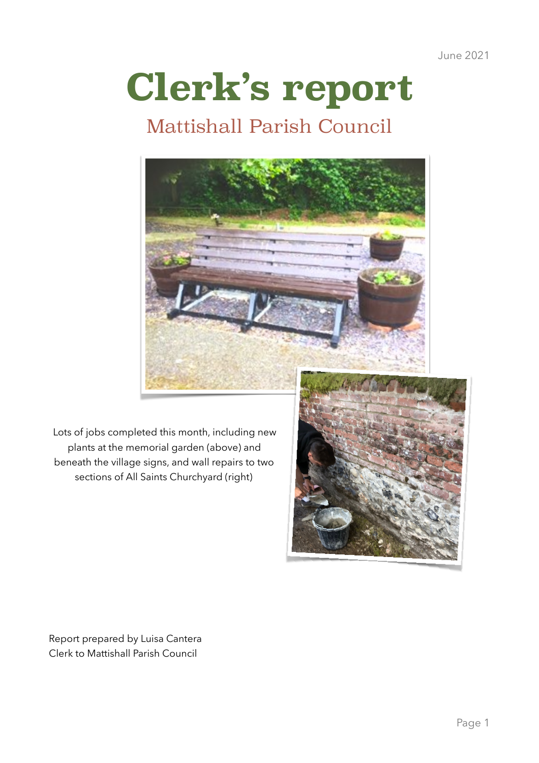June 2021

# Clerk's report

## Mattishall Parish Council

Lots of jobs completed this month, including new plants at the memorial garden (above) and beneath the village signs, and wall repairs to two sections of All Saints Churchyard (right)

Report prepared by Luisa Cantera
Clerk to Mattishall Parish Council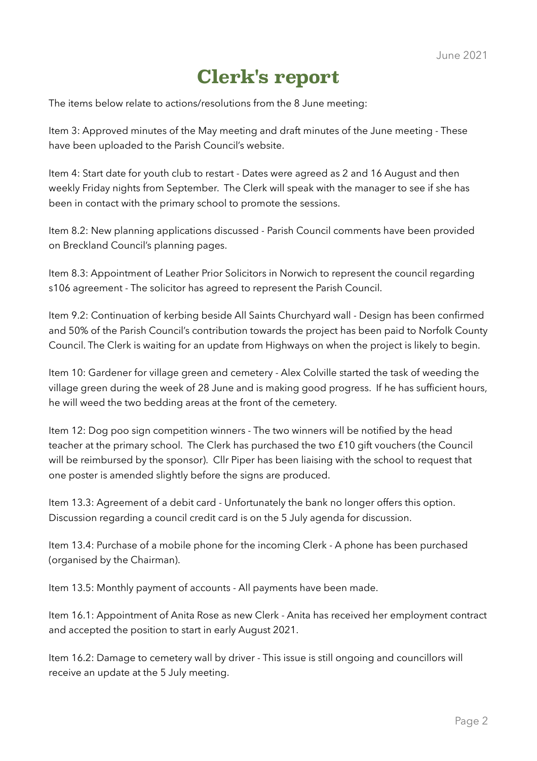June 2021

# Clerk's report

The items below relate to actions/resolutions from the 8 June meeting:

Item 3: Approved minutes of the May meeting and draft minutes of the June meeting - These have been uploaded to the Parish Council's website.

Item 4: Start date for youth club to restart - Dates were agreed as 2 and 16 August and then weekly Friday nights from September. The Clerk will speak with the manager to see if she has been in contact with the primary school to promote the sessions.

Item 8.2: New planning applications discussed - Parish Council comments have been provided on Breckland Council's planning pages.

Item 8.3: Appointment of Leather Prior Solicitors in Norwich to represent the council regarding s106 agreement - The solicitor has agreed to represent the Parish Council.

Item 9.2: Continuation of kerbing beside All Saints Churchyard wall - Design has been confirmed and 50% of the Parish Council's contribution towards the project has been paid to Norfolk County Council. The Clerk is waiting for an update from Highways on when the project is likely to begin.

Item 10: Gardener for village green and cemetery - Alex Colville started the task of weeding the village green during the week of 28 June and is making good progress. If he has sufficient hours, he will weed the two bedding areas at the front of the cemetery.

Item 12: Dog poo sign competition winners - The two winners will be notified by the head teacher at the primary school. The Clerk has purchased the two £10 gift vouchers (the Council will be reimbursed by the sponsor). Cllr Piper has been liaising with the school to request that one poster is amended slightly before the signs are produced.

Item 13.3: Agreement of a debit card - Unfortunately the bank no longer offers this option. Discussion regarding a council credit card is on the 5 July agenda for discussion.

Item 13.4: Purchase of a mobile phone for the incoming Clerk - A phone has been purchased (organised by the Chairman).

Item 13.5: Monthly payment of accounts - All payments have been made.

Item 16.1: Appointment of Anita Rose as new Clerk - Anita has received her employment contract and accepted the position to start in early August 2021.

Item 16.2: Damage to cemetery wall by driver - This issue is still ongoing and councillors will receive an update at the 5 July meeting.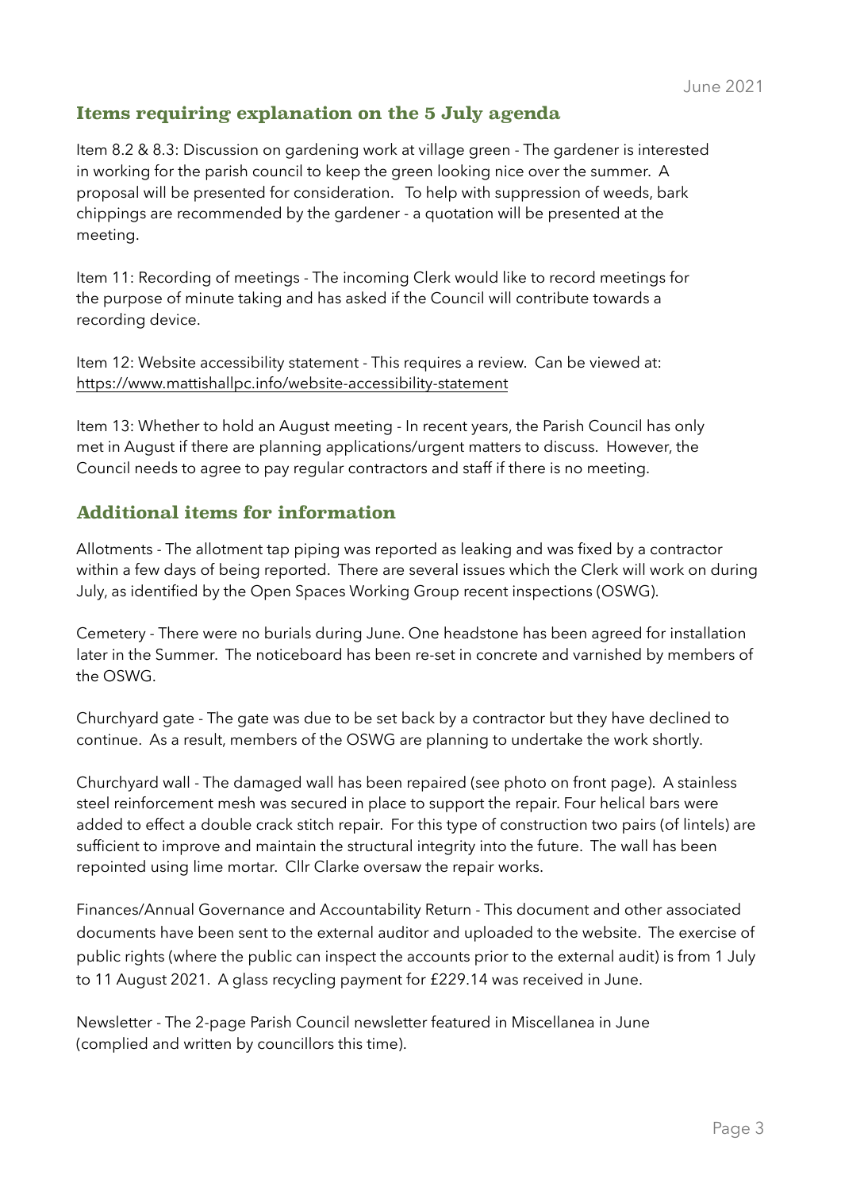June 2021

## Items requiring explanation on the 5 July agenda

Item 8.2 & 8.3: Discussion on gardening work at village green - The gardener is interested in working for the parish council to keep the green looking nice over the summer. A proposal will be presented for consideration. To help with suppression of weeds, bark chippings are recommended by the gardener - a quotation will be presented at the meeting.

Item 11: Recording of meetings - The incoming Clerk would like to record meetings for the purpose of minute taking and has asked if the Council will contribute towards a recording device.

Item 12: Website accessibility statement - This requires a review. Can be viewed at: https://www.mattishallpc.info/website-accessibility-statement

Item 13: Whether to hold an August meeting - In recent years, the Parish Council has only met in August if there are planning applications/urgent matters to discuss. However, the Council needs to agree to pay regular contractors and staff if there is no meeting.

## Additional items for information

Allotments - The allotment tap piping was reported as leaking and was fixed by a contractor within a few days of being reported. There are several issues which the Clerk will work on during July, as identified by the Open Spaces Working Group recent inspections (OSWG).

Cemetery - There were no burials during June. One headstone has been agreed for installation later in the Summer. The noticeboard has been re-set in concrete and varnished by members of the OSWG.

Churchyard gate - The gate was due to be set back by a contractor but they have declined to continue. As a result, members of the OSWG are planning to undertake the work shortly.

Churchyard wall - The damaged wall has been repaired (see photo on front page). A stainless steel reinforcement mesh was secured in place to support the repair. Four helical bars were added to effect a double crack stitch repair. For this type of construction two pairs (of lintels) are sufficient to improve and maintain the structural integrity into the future. The wall has been repointed using lime mortar. Cllr Clarke oversaw the repair works.

Finances/Annual Governance and Accountability Return - This document and other associated documents have been sent to the external auditor and uploaded to the website. The exercise of public rights (where the public can inspect the accounts prior to the external audit) is from 1 July to 11 August 2021. A glass recycling payment for £229.14 was received in June.

Newsletter - The 2-page Parish Council newsletter featured in Miscellanea in June (complied and written by councillors this time).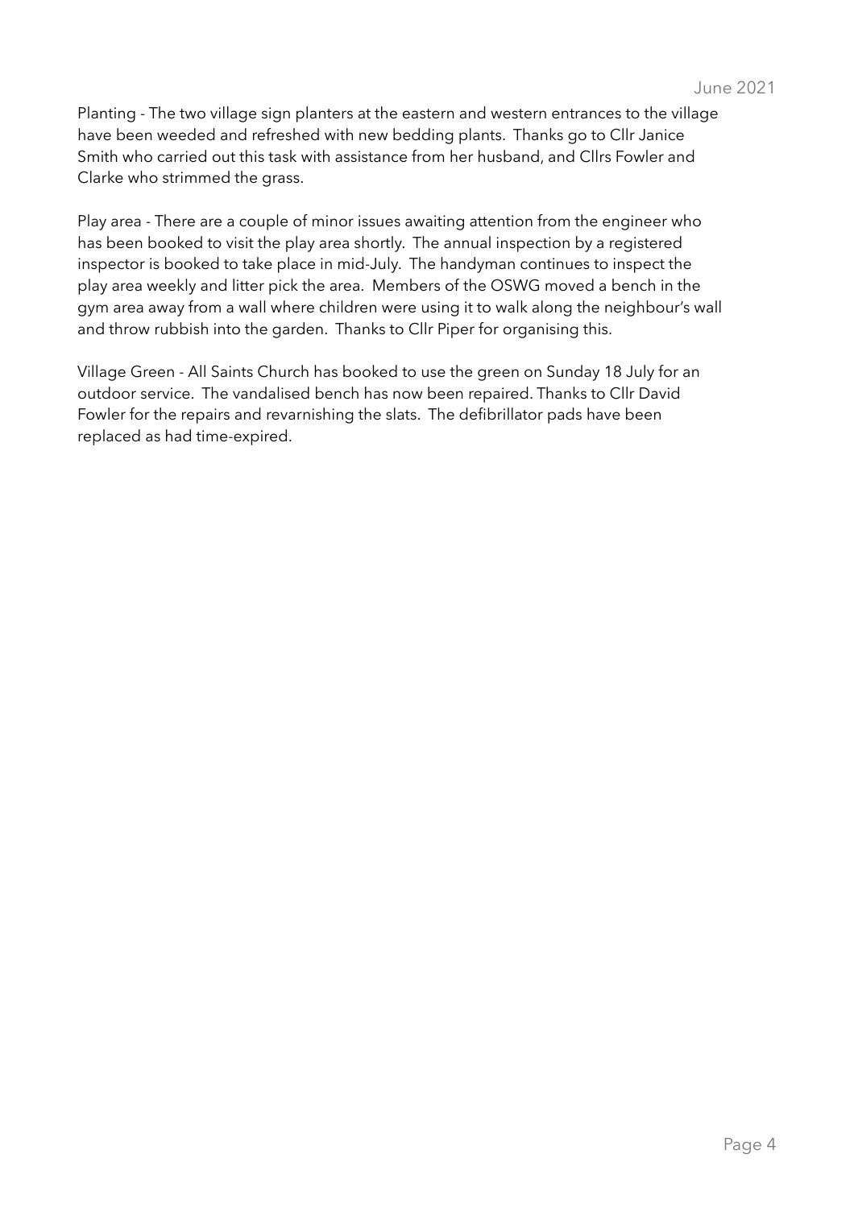Planting - The two village sign planters at the eastern and western entrances to the village have been weeded and refreshed with new bedding plants. Thanks go to Cllr Janice Smith who carried out this task with assistance from her husband, and Cllrs Fowler and Clarke who strimmed the grass.

Play area - There are a couple of minor issues awaiting attention from the engineer who has been booked to visit the play area shortly. The annual inspection by a registered inspector is booked to take place in mid-July. The handyman continues to inspect the play area weekly and litter pick the area. Members of the OSWG moved a bench in the gym area away from a wall where children were using it to walk along the neighbour's wall and throw rubbish into the garden. Thanks to Cllr Piper for organising this.

Village Green - All Saints Church has booked to use the green on Sunday 18 July for an outdoor service. The vandalised bench has now been repaired. Thanks to Cllr David Fowler for the repairs and revarnishing the slats. The defibrillator pads have been replaced as had time-expired.